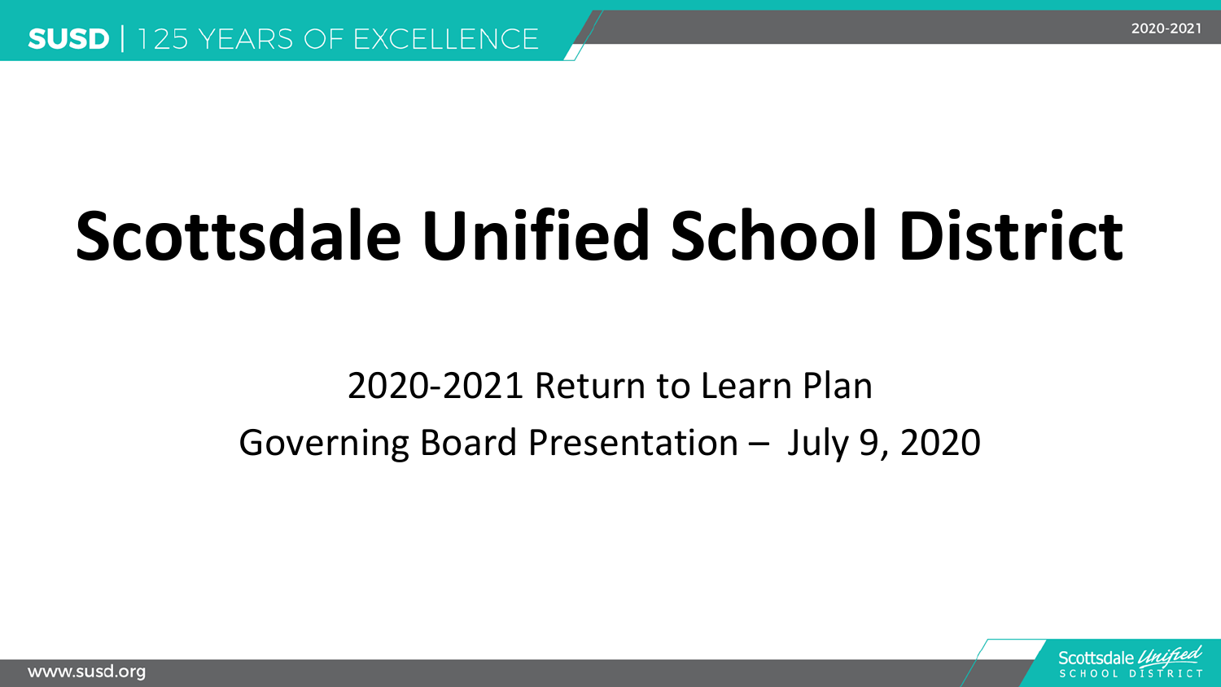# Scottsdale Unified School District

2020-2021 Return to Learn Plan

Governing Board Presentation – July 9, 2020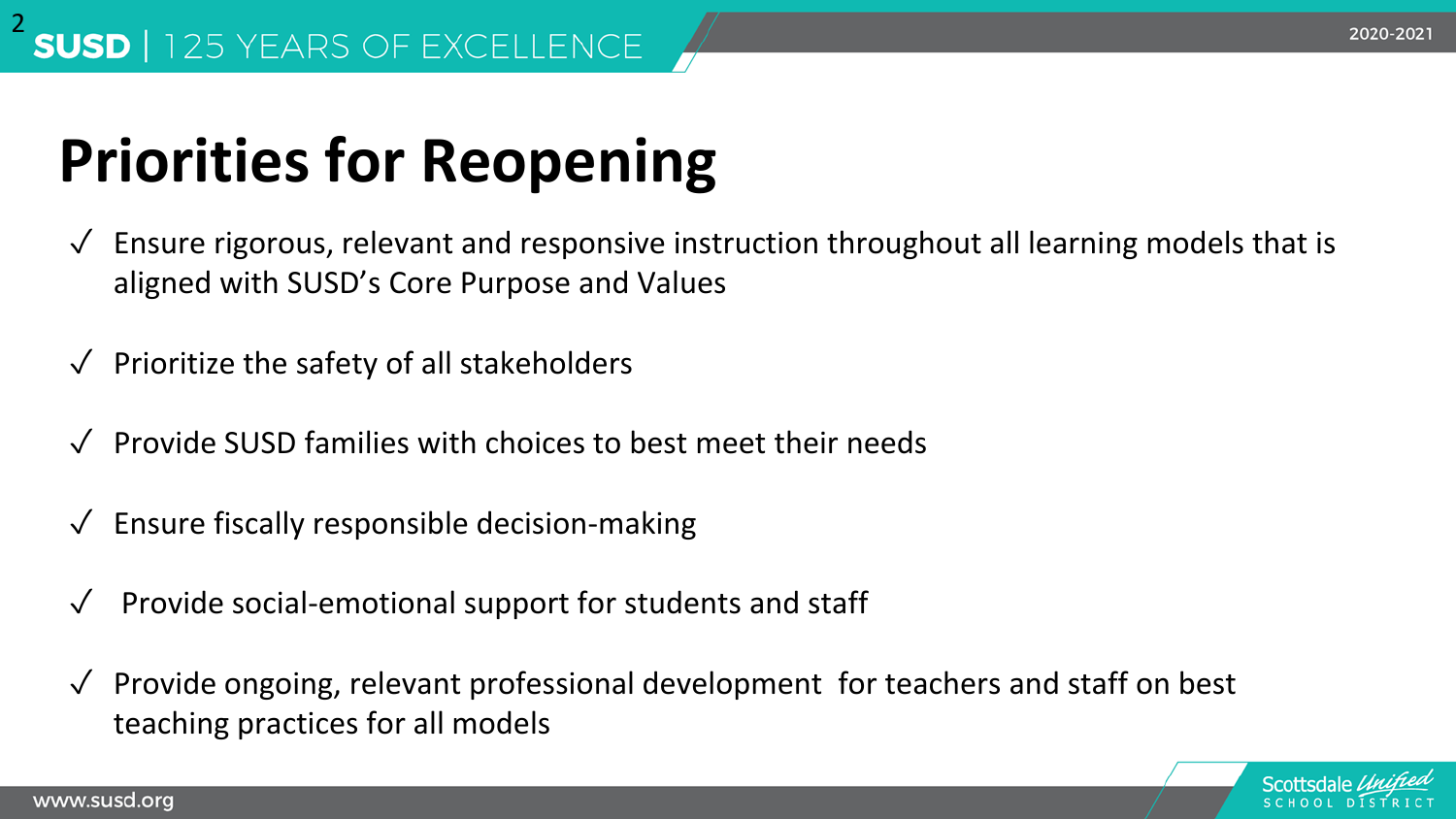# Priorities for Reopening

- ✓ Ensure rigorous, relevant and responsive instruction throughout all learning models that is aligned with SUSD's Core Purpose and Values
- ✓ Prioritize the safety of all stakeholders
- ✓ Provide SUSD families with choices to best meet their needs
- ✓ Ensure fiscally responsible decision-making
- ✓ Provide social-emotional support for students and staff
- ✓ Provide ongoing, relevant professional development for teachers and staff on best teaching practices for all models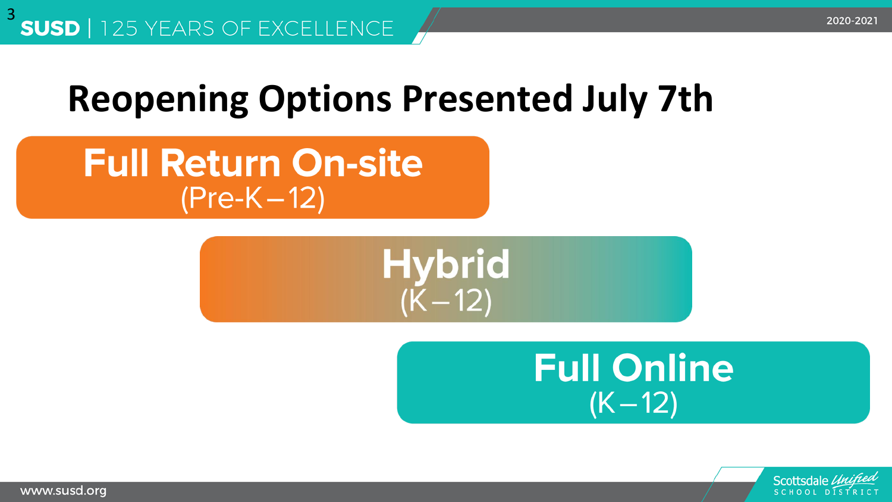# Reopening Options Presented July 7th

**Full Return On-site**
(Pre-K – 12)

**Hybrid**
(K – 12)

**Full Online**
(K – 12)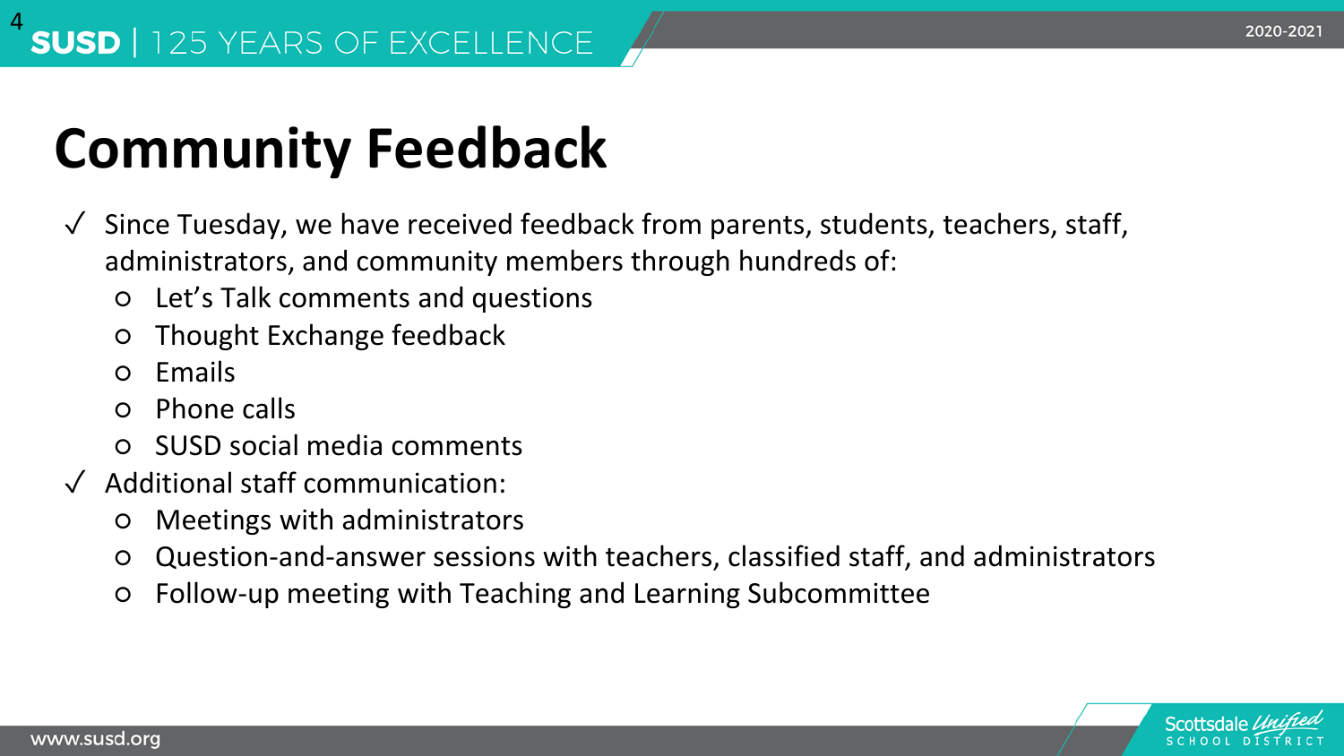# Community Feedback

- ✓ Since Tuesday, we have received feedback from parents, students, teachers, staff, administrators, and community members through hundreds of:
  - Let's Talk comments and questions
  - Thought Exchange feedback
  - Emails
  - Phone calls
  - SUSD social media comments
- ✓ Additional staff communication:
  - Meetings with administrators
  - Question-and-answer sessions with teachers, classified staff, and administrators
  - Follow-up meeting with Teaching and Learning Subcommittee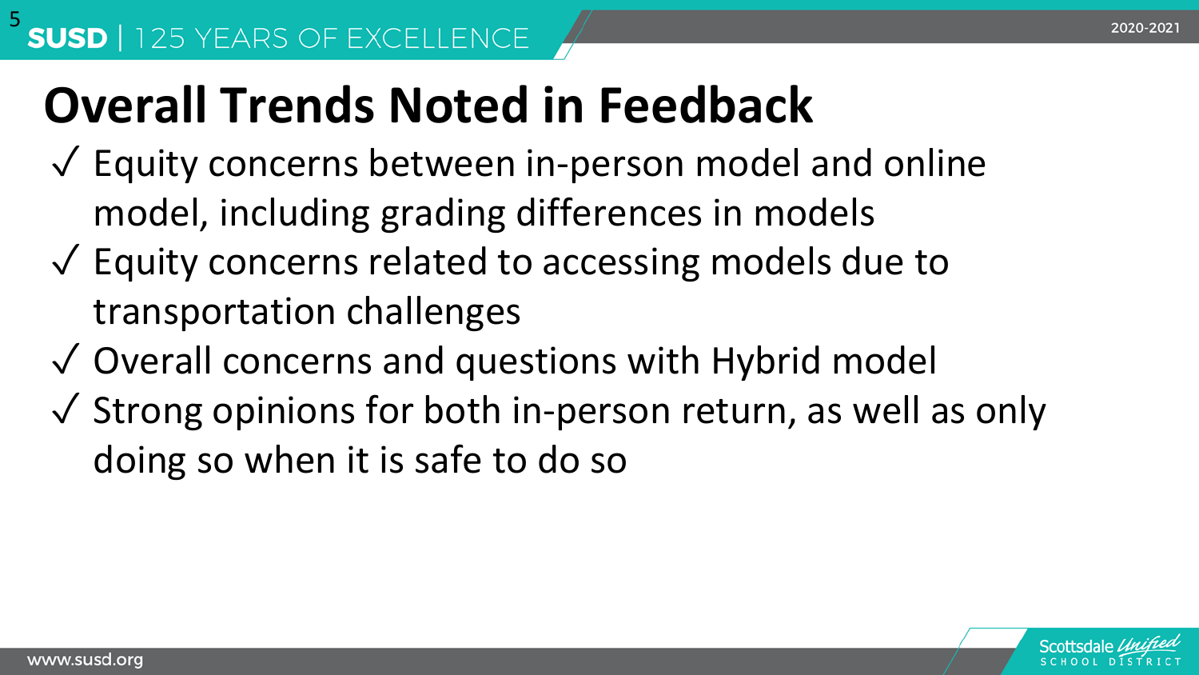# Overall Trends Noted in Feedback

- ✓ Equity concerns between in-person model and online model, including grading differences in models
- ✓ Equity concerns related to accessing models due to transportation challenges
- ✓ Overall concerns and questions with Hybrid model
- ✓ Strong opinions for both in-person return, as well as only doing so when it is safe to do so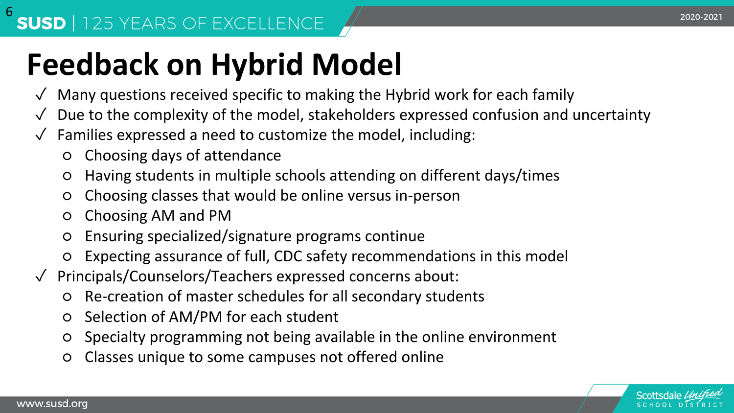# Feedback on Hybrid Model

- ✓ Many questions received specific to making the Hybrid work for each family
- ✓ Due to the complexity of the model, stakeholders expressed confusion and uncertainty
- ✓ Families expressed a need to customize the model, including:
  - Choosing days of attendance
  - Having students in multiple schools attending on different days/times
  - Choosing classes that would be online versus in-person
  - Choosing AM and PM
  - Ensuring specialized/signature programs continue
  - Expecting assurance of full, CDC safety recommendations in this model
- ✓ Principals/Counselors/Teachers expressed concerns about:
  - Re-creation of master schedules for all secondary students
  - Selection of AM/PM for each student
  - Specialty programming not being available in the online environment
  - Classes unique to some campuses not offered online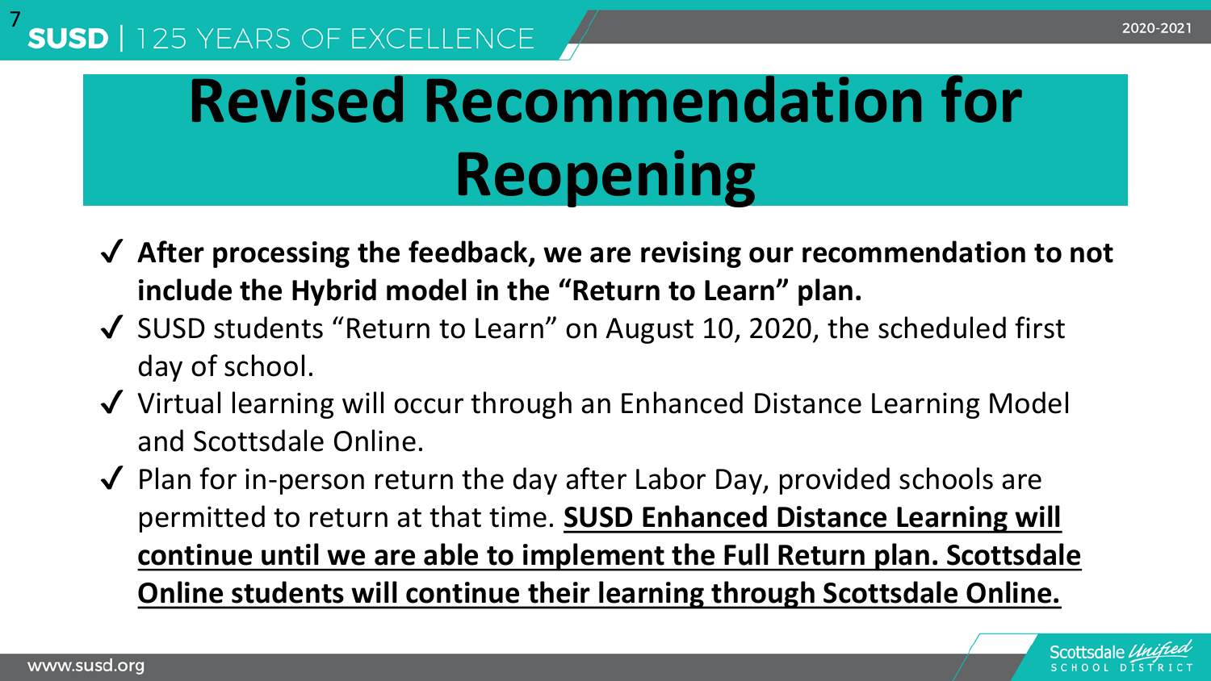# Revised Recommendation for Reopening

- ✔ **After processing the feedback, we are revising our recommendation to not include the Hybrid model in the "Return to Learn" plan.**
- ✔ SUSD students "Return to Learn" on August 10, 2020, the scheduled first day of school.
- ✔ Virtual learning will occur through an Enhanced Distance Learning Model and Scottsdale Online.
- ✔ Plan for in-person return the day after Labor Day, provided schools are permitted to return at that time. **<u>SUSD Enhanced Distance Learning will continue until we are able to implement the Full Return plan. Scottsdale Online students will continue their learning through Scottsdale Online.</u>**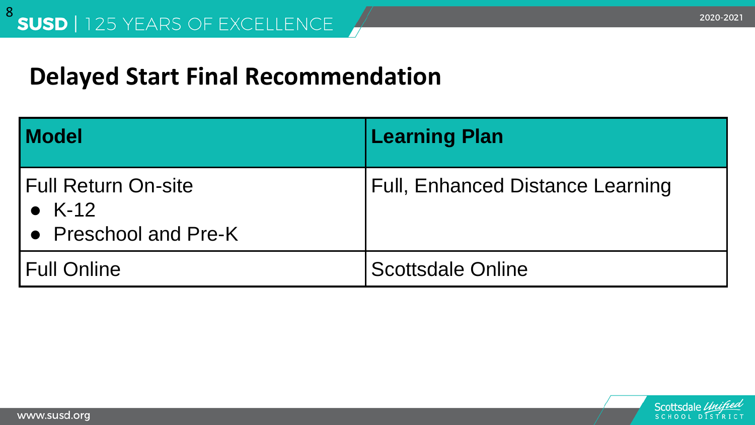# Delayed Start Final Recommendation

| Model | Learning Plan |
| --- | --- |
| Full Return On-site<br>• K-12<br>• Preschool and Pre-K | Full, Enhanced Distance Learning |
| Full Online | Scottsdale Online |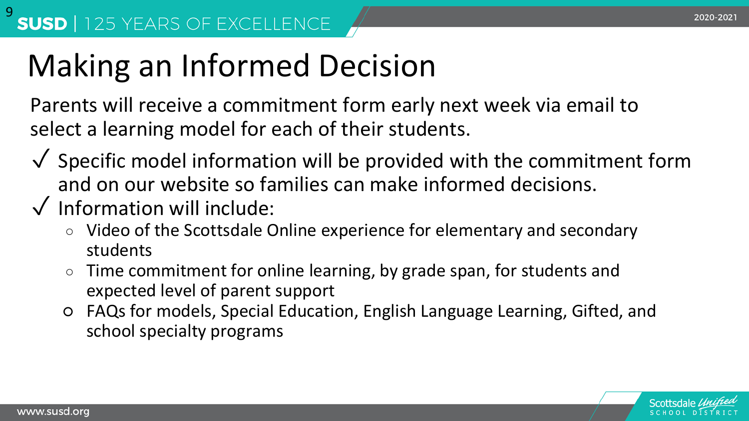# Making an Informed Decision

Parents will receive a commitment form early next week via email to select a learning model for each of their students.

- ✓ Specific model information will be provided with the commitment form and on our website so families can make informed decisions.
- ✓ Information will include:
  - Video of the Scottsdale Online experience for elementary and secondary students
  - Time commitment for online learning, by grade span, for students and expected level of parent support
  - FAQs for models, Special Education, English Language Learning, Gifted, and school specialty programs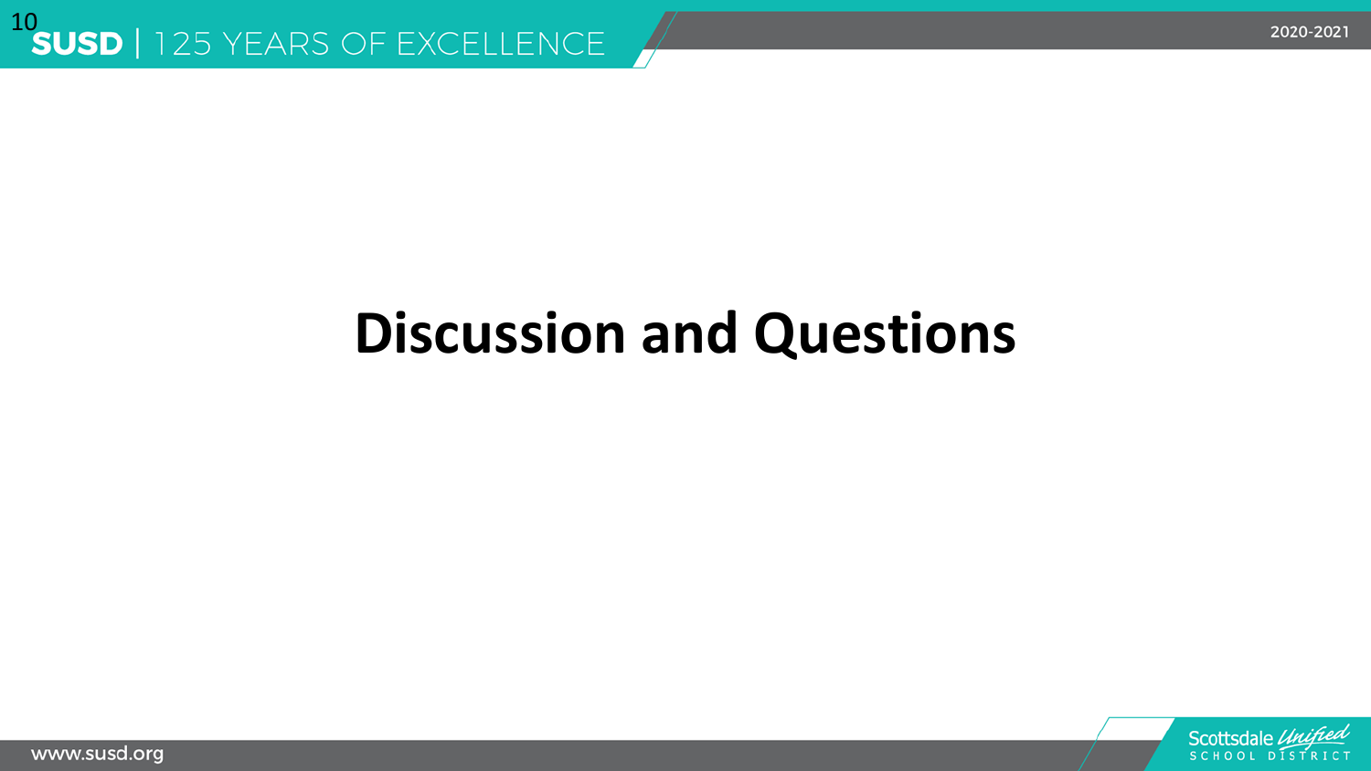# Discussion and Questions